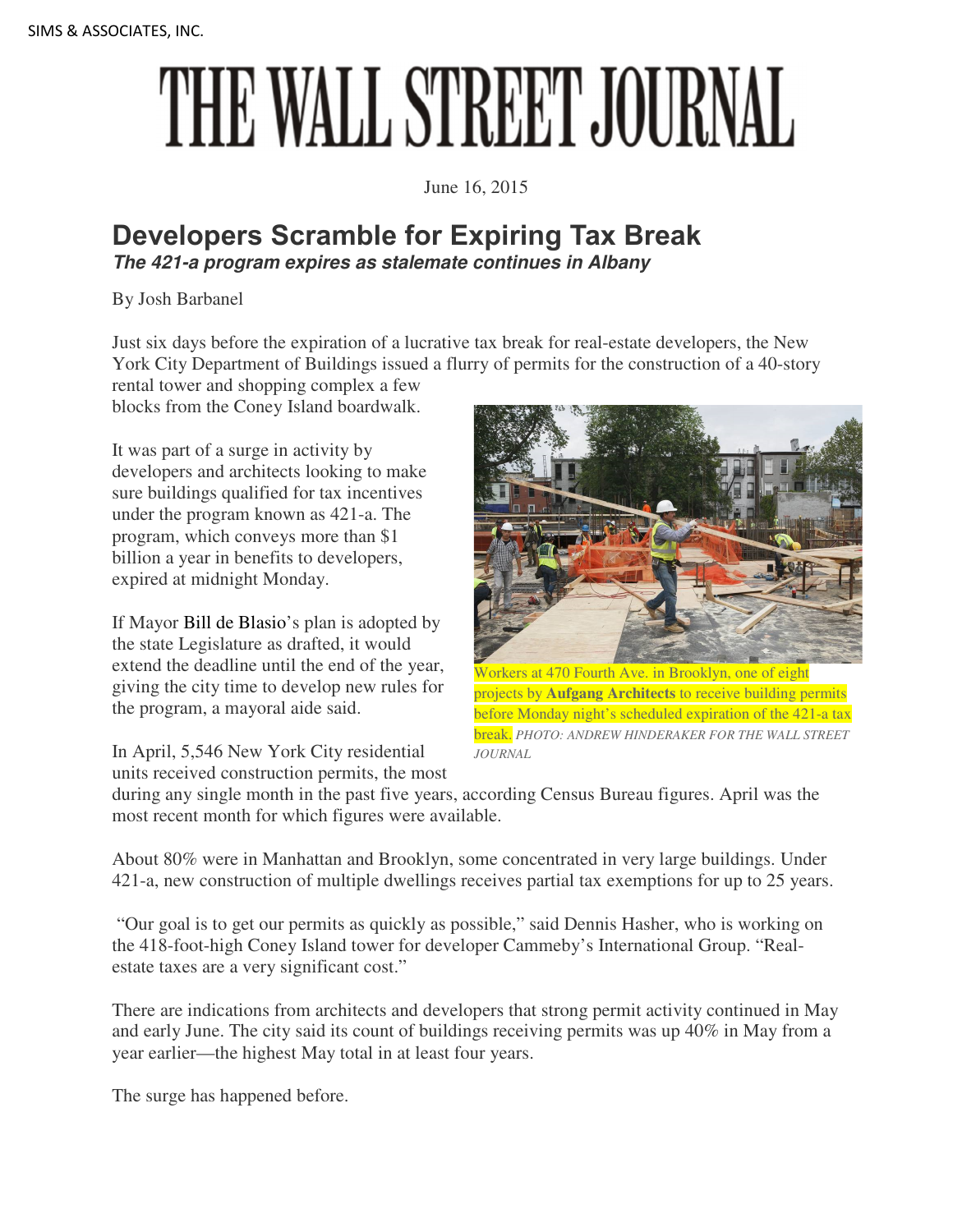SIMS & ASSOCIATES, INC.

# THE WALL STREET JOURNAL

June 16, 2015

## Developers Scramble for Expiring Tax Break

***The 421-a program expires as stalemate continues in Albany***

By Josh Barbanel

Just six days before the expiration of a lucrative tax break for real-estate developers, the New York City Department of Buildings issued a flurry of permits for the construction of a 40-story rental tower and shopping complex a few blocks from the Coney Island boardwalk.

It was part of a surge in activity by developers and architects looking to make sure buildings qualified for tax incentives under the program known as 421-a. The program, which conveys more than $1 billion a year in benefits to developers, expired at midnight Monday.

If Mayor Bill de Blasio's plan is adopted by the state Legislature as drafted, it would extend the deadline until the end of the year, giving the city time to develop new rules for the program, a mayoral aide said.

Workers at 470 Fourth Ave. in Brooklyn, one of eight projects by **Aufgang Architects** to receive building permits before Monday night's scheduled expiration of the 421-a tax break. *PHOTO: ANDREW HINDERAKER FOR THE WALL STREET JOURNAL*

In April, 5,546 New York City residential units received construction permits, the most during any single month in the past five years, according Census Bureau figures. April was the most recent month for which figures were available.

About 80% were in Manhattan and Brooklyn, some concentrated in very large buildings. Under 421-a, new construction of multiple dwellings receives partial tax exemptions for up to 25 years.

"Our goal is to get our permits as quickly as possible," said Dennis Hasher, who is working on the 418-foot-high Coney Island tower for developer Cammeby's International Group. "Real-estate taxes are a very significant cost."

There are indications from architects and developers that strong permit activity continued in May and early June. The city said its count of buildings receiving permits was up 40% in May from a year earlier—the highest May total in at least four years.

The surge has happened before.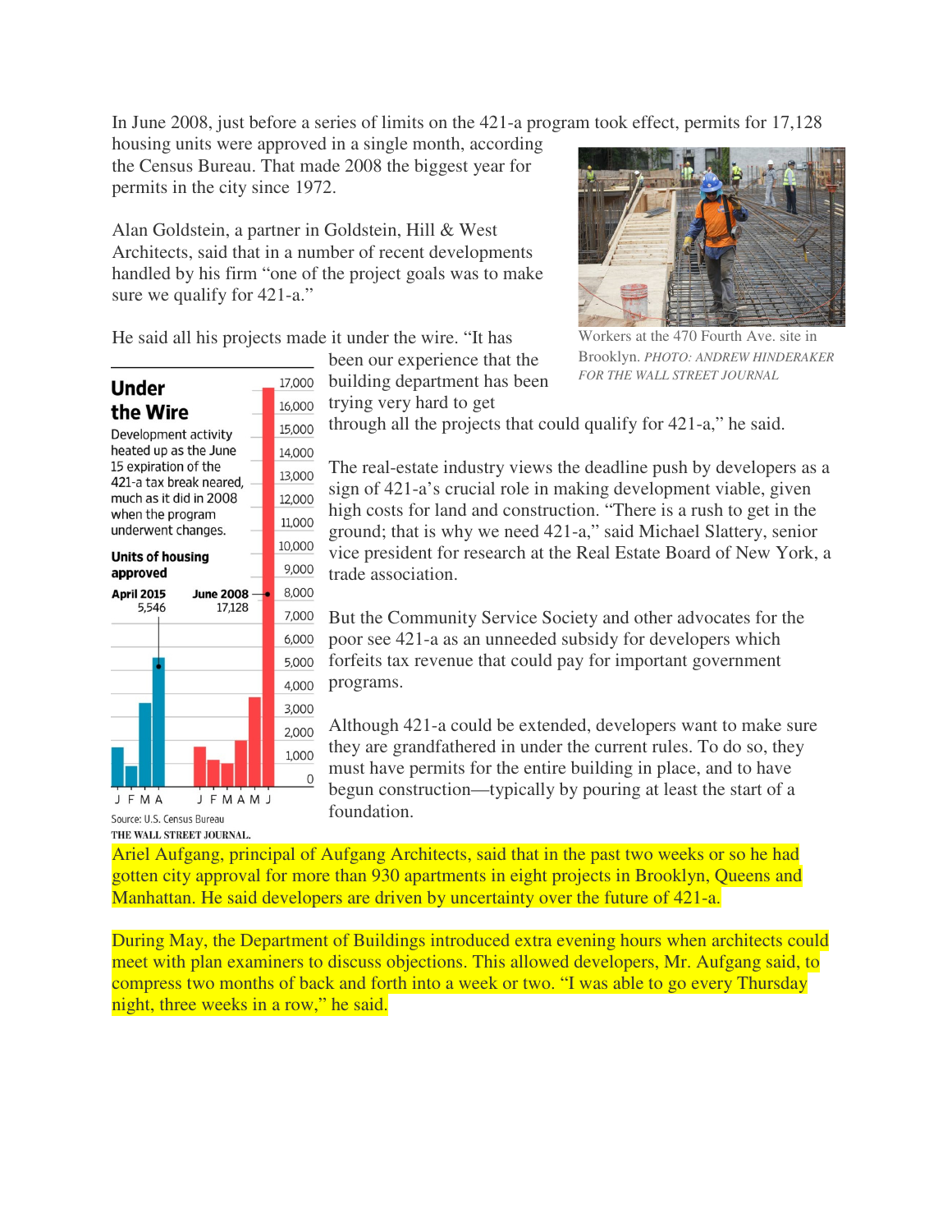In June 2008, just before a series of limits on the 421-a program took effect, permits for 17,128 housing units were approved in a single month, according the Census Bureau. That made 2008 the biggest year for permits in the city since 1972.

Alan Goldstein, a partner in Goldstein, Hill & West Architects, said that in a number of recent developments handled by his firm "one of the project goals was to make sure we qualify for 421-a."

Workers at the 470 Fourth Ave. site in Brooklyn. *PHOTO: ANDREW HINDERAKER FOR THE WALL STREET JOURNAL*

He said all his projects made it under the wire. "It has been our experience that the building department has been trying very hard to get through all the projects that could qualify for 421-a," he said.

**Under the Wire**

Development activity heated up as the June 15 expiration of the 421-a tax break neared, much as it did in 2008 when the program underwent changes.

**Units of housing approved**

**April 2015** 5,546

**June 2008** 17,128

Source: U.S. Census Bureau

THE WALL STREET JOURNAL.

The real-estate industry views the deadline push by developers as a sign of 421-a's crucial role in making development viable, given high costs for land and construction. "There is a rush to get in the ground; that is why we need 421-a," said Michael Slattery, senior vice president for research at the Real Estate Board of New York, a trade association.

But the Community Service Society and other advocates for the poor see 421-a as an unneeded subsidy for developers which forfeits tax revenue that could pay for important government programs.

Although 421-a could be extended, developers want to make sure they are grandfathered in under the current rules. To do so, they must have permits for the entire building in place, and to have begun construction—typically by pouring at least the start of a foundation.

Ariel Aufgang, principal of Aufgang Architects, said that in the past two weeks or so he had gotten city approval for more than 930 apartments in eight projects in Brooklyn, Queens and Manhattan. He said developers are driven by uncertainty over the future of 421-a.

During May, the Department of Buildings introduced extra evening hours when architects could meet with plan examiners to discuss objections. This allowed developers, Mr. Aufgang said, to compress two months of back and forth into a week or two. "I was able to go every Thursday night, three weeks in a row," he said.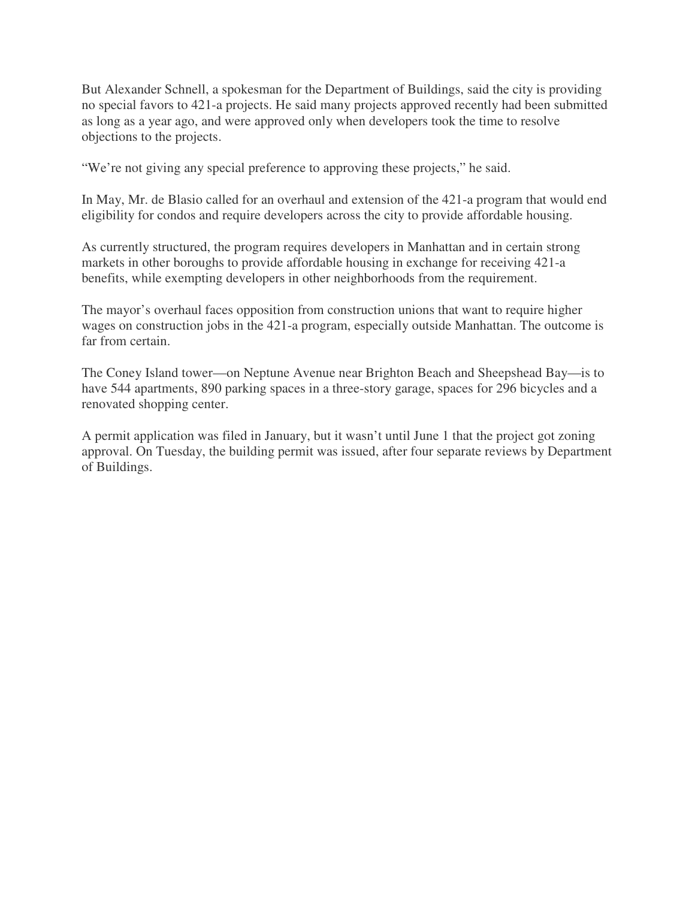But Alexander Schnell, a spokesman for the Department of Buildings, said the city is providing no special favors to 421-a projects. He said many projects approved recently had been submitted as long as a year ago, and were approved only when developers took the time to resolve objections to the projects.

"We're not giving any special preference to approving these projects," he said.

In May, Mr. de Blasio called for an overhaul and extension of the 421-a program that would end eligibility for condos and require developers across the city to provide affordable housing.

As currently structured, the program requires developers in Manhattan and in certain strong markets in other boroughs to provide affordable housing in exchange for receiving 421-a benefits, while exempting developers in other neighborhoods from the requirement.

The mayor's overhaul faces opposition from construction unions that want to require higher wages on construction jobs in the 421-a program, especially outside Manhattan. The outcome is far from certain.

The Coney Island tower—on Neptune Avenue near Brighton Beach and Sheepshead Bay—is to have 544 apartments, 890 parking spaces in a three-story garage, spaces for 296 bicycles and a renovated shopping center.

A permit application was filed in January, but it wasn't until June 1 that the project got zoning approval. On Tuesday, the building permit was issued, after four separate reviews by Department of Buildings.